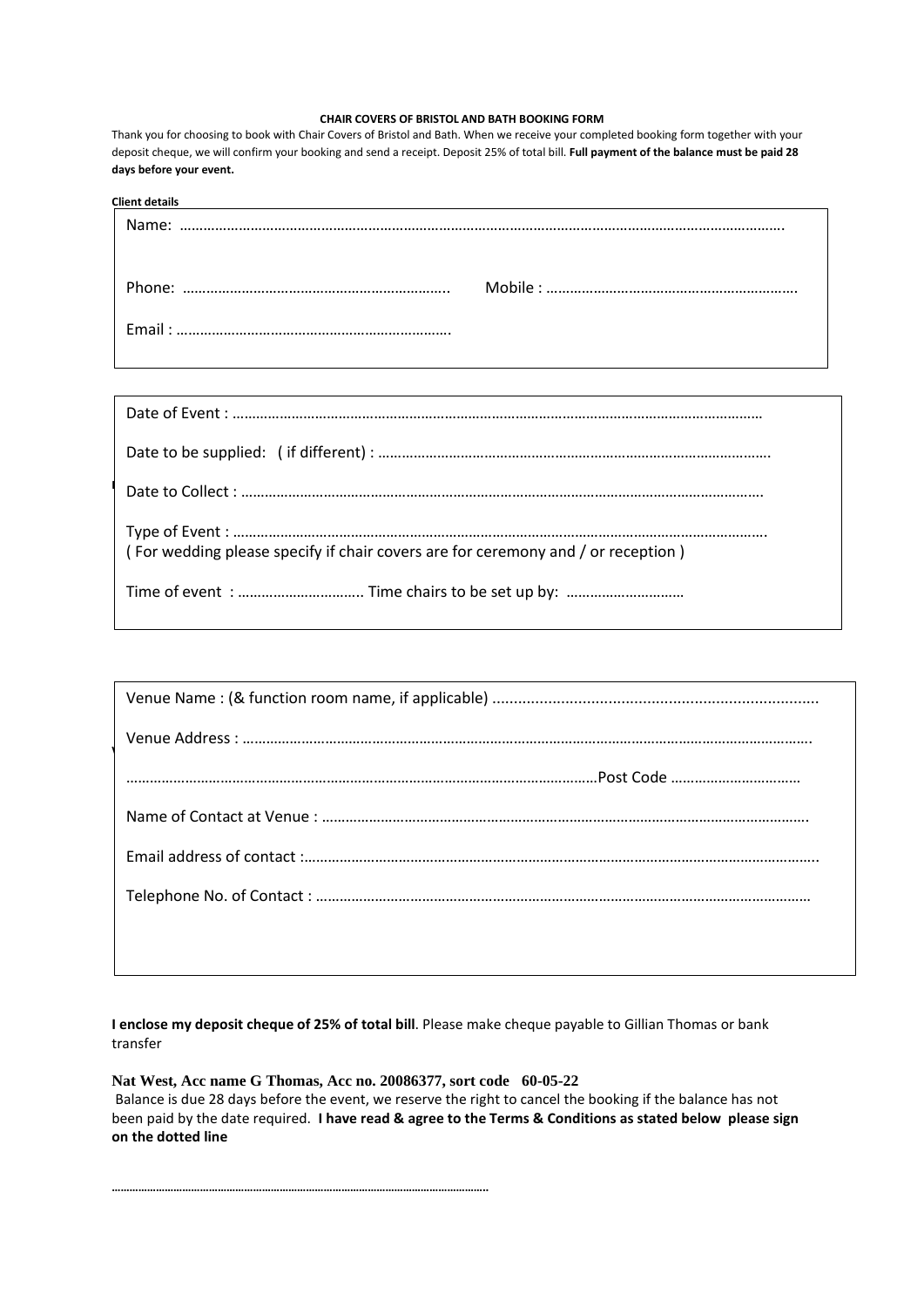**CHAIR COVERS OF BRISTOL AND BATH BOOKING FORM**

Thank you for choosing to book with Chair Covers of Bristol and Bath. When we receive your completed booking form together with your deposit cheque, we will confirm your booking and send a receipt. Deposit 25% of total bill. **Full payment of the balance must be paid 28 days before your event.**

**Client details**

Name: ………………………………………………………………………………………………………………………………………

Phone: ………………………………………………………….. Mobile : ……………………………………………………….

Email : …………………………………………………………….

Date of Event : ……………………………………………………………………………………………………………………

Date to be supplied: ( if different) : ……………………………………………………………………………………….

Date to Collect : …………………………………………………………………………………………………………………

Type of Event : ……………………………………………………………………………………………………………………
( For wedding please specify if chair covers are for ceremony and / or reception )

Time of event : ………………………….. Time chairs to be set up by: …………………………

Venue Name : (& function room name, if applicable) ...........................................................................

Venue Address : ………………………………………………………………………………………………………………………

…………………………………………………………………………………………………………Post Code ……………………………

Name of Contact at Venue : ………………………………………………………………………………………………………

Email address of contact :………………………………………………………………………………………………………….

Telephone No. of Contact : …………………………………………………………………………………………………………

**I enclose my deposit cheque of 25% of total bill**. Please make cheque payable to Gillian Thomas or bank transfer

**Nat West, Acc name G Thomas, Acc no. 20086377, sort code 60-05-22**

Balance is due 28 days before the event, we reserve the right to cancel the booking if the balance has not been paid by the date required. **I have read & agree to the Terms & Conditions as stated below please sign on the dotted line**

……………………………………………………………………………………………………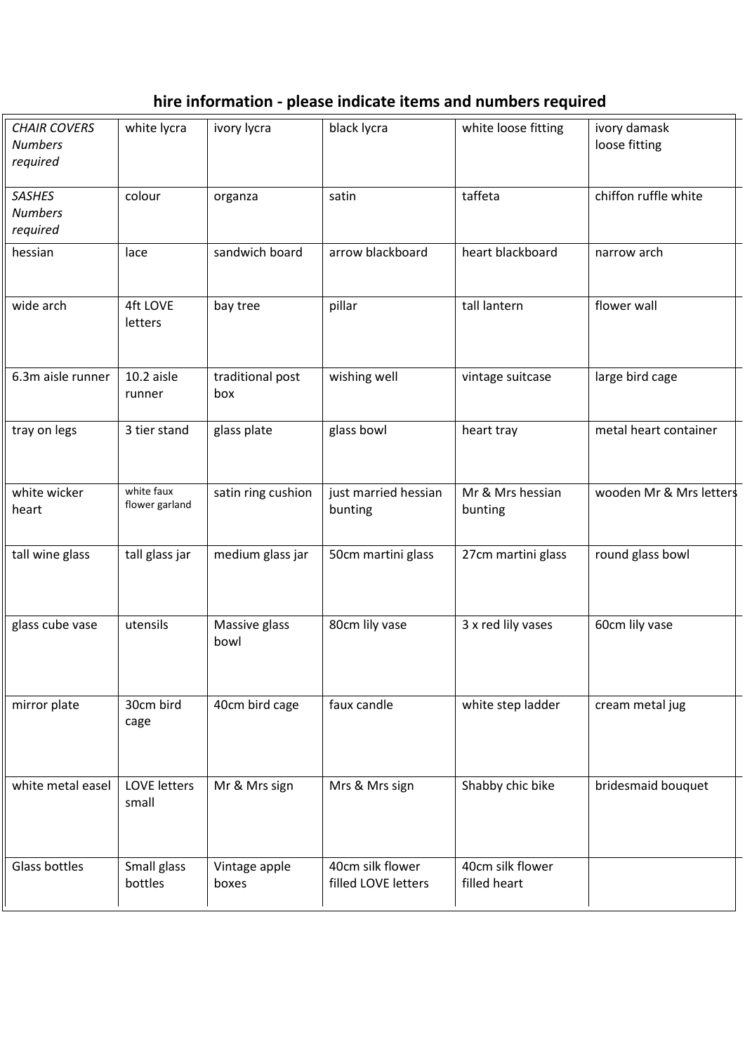## hire information - please indicate items and numbers required

| | | | | | |
|---|---|---|---|---|---|
| *CHAIR COVERS Numbers required* | white lycra | ivory lycra | black lycra | white loose fitting | ivory damask loose fitting |
| *SASHES Numbers required* | colour | organza | satin | taffeta | chiffon ruffle white |
| hessian | lace | sandwich board | arrow blackboard | heart blackboard | narrow arch |
| wide arch | 4ft LOVE letters | bay tree | pillar | tall lantern | flower wall |
| 6.3m aisle runner | 10.2 aisle runner | traditional post box | wishing well | vintage suitcase | large bird cage |
| tray on legs | 3 tier stand | glass plate | glass bowl | heart tray | metal heart container |
| white wicker heart | white faux flower garland | satin ring cushion | just married hessian bunting | Mr & Mrs hessian bunting | wooden Mr & Mrs letters |
| tall wine glass | tall glass jar | medium glass jar | 50cm martini glass | 27cm martini glass | round glass bowl |
| glass cube vase | utensils | Massive glass bowl | 80cm lily vase | 3 x red lily vases | 60cm lily vase |
| mirror plate | 30cm bird cage | 40cm bird cage | faux candle | white step ladder | cream metal jug |
| white metal easel | LOVE letters small | Mr & Mrs sign | Mrs & Mrs sign | Shabby chic bike | bridesmaid bouquet |
| Glass bottles | Small glass bottles | Vintage apple boxes | 40cm silk flower filled LOVE letters | 40cm silk flower filled heart | |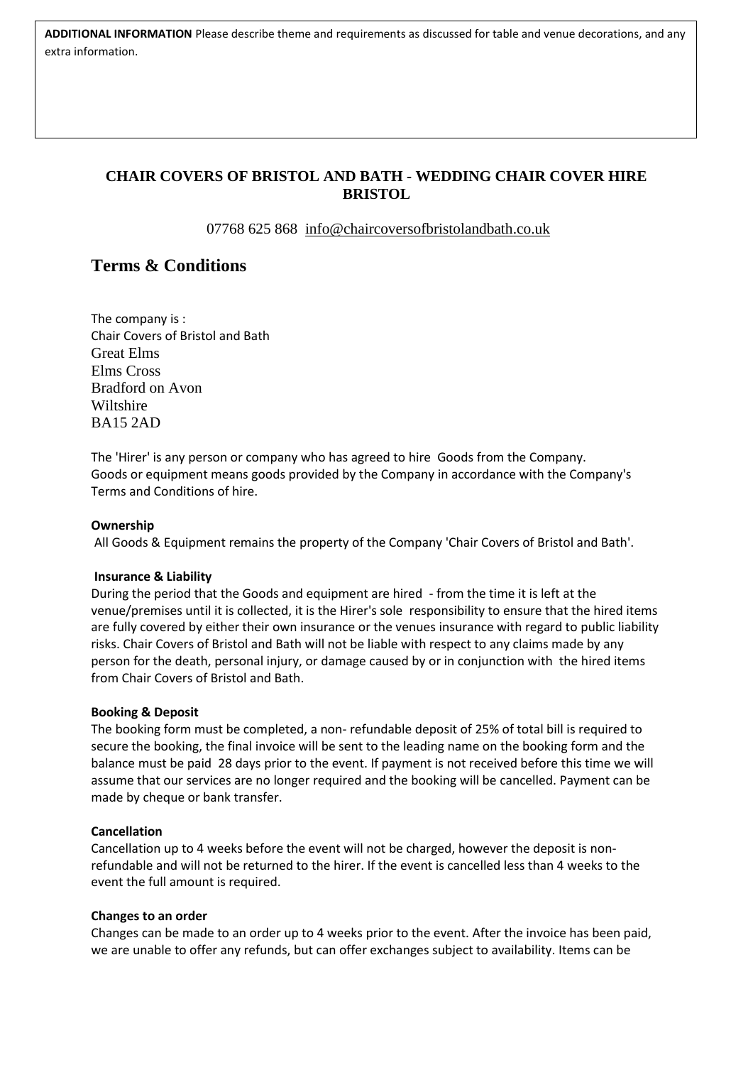**ADDITIONAL INFORMATION** Please describe theme and requirements as discussed for table and venue decorations, and any extra information.

## CHAIR COVERS OF BRISTOL AND BATH - WEDDING CHAIR COVER HIRE BRISTOL

07768 625 868 info@chaircoversofbristolandbath.co.uk

# Terms & Conditions

The company is :
Chair Covers of Bristol and Bath
Great Elms
Elms Cross
Bradford on Avon
Wiltshire
BA15 2AD

The 'Hirer' is any person or company who has agreed to hire Goods from the Company.
Goods or equipment means goods provided by the Company in accordance with the Company's Terms and Conditions of hire.

**Ownership**
All Goods & Equipment remains the property of the Company 'Chair Covers of Bristol and Bath'.

**Insurance & Liability**
During the period that the Goods and equipment are hired - from the time it is left at the venue/premises until it is collected, it is the Hirer's sole responsibility to ensure that the hired items are fully covered by either their own insurance or the venues insurance with regard to public liability risks. Chair Covers of Bristol and Bath will not be liable with respect to any claims made by any person for the death, personal injury, or damage caused by or in conjunction with the hired items from Chair Covers of Bristol and Bath.

**Booking & Deposit**
The booking form must be completed, a non- refundable deposit of 25% of total bill is required to secure the booking, the final invoice will be sent to the leading name on the booking form and the balance must be paid 28 days prior to the event. If payment is not received before this time we will assume that our services are no longer required and the booking will be cancelled. Payment can be made by cheque or bank transfer.

**Cancellation**
Cancellation up to 4 weeks before the event will not be charged, however the deposit is non-refundable and will not be returned to the hirer. If the event is cancelled less than 4 weeks to the event the full amount is required.

**Changes to an order**
Changes can be made to an order up to 4 weeks prior to the event. After the invoice has been paid, we are unable to offer any refunds, but can offer exchanges subject to availability. Items can be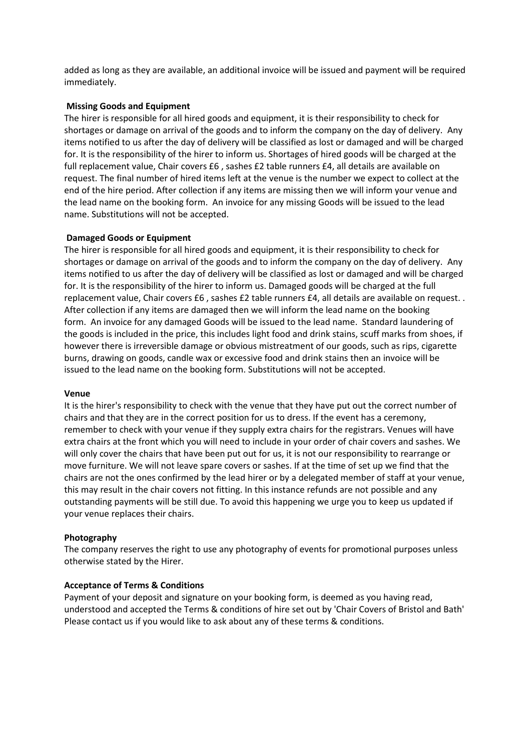added as long as they are available, an additional invoice will be issued and payment will be required immediately.

**Missing Goods and Equipment**

The hirer is responsible for all hired goods and equipment, it is their responsibility to check for shortages or damage on arrival of the goods and to inform the company on the day of delivery. Any items notified to us after the day of delivery will be classified as lost or damaged and will be charged for. It is the responsibility of the hirer to inform us. Shortages of hired goods will be charged at the full replacement value, Chair covers £6 , sashes £2 table runners £4, all details are available on request. The final number of hired items left at the venue is the number we expect to collect at the end of the hire period. After collection if any items are missing then we will inform your venue and the lead name on the booking form. An invoice for any missing Goods will be issued to the lead name. Substitutions will not be accepted.

**Damaged Goods or Equipment**

The hirer is responsible for all hired goods and equipment, it is their responsibility to check for shortages or damage on arrival of the goods and to inform the company on the day of delivery. Any items notified to us after the day of delivery will be classified as lost or damaged and will be charged for. It is the responsibility of the hirer to inform us. Damaged goods will be charged at the full replacement value, Chair covers £6 , sashes £2 table runners £4, all details are available on request. . After collection if any items are damaged then we will inform the lead name on the booking form. An invoice for any damaged Goods will be issued to the lead name. Standard laundering of the goods is included in the price, this includes light food and drink stains, scuff marks from shoes, if however there is irreversible damage or obvious mistreatment of our goods, such as rips, cigarette burns, drawing on goods, candle wax or excessive food and drink stains then an invoice will be issued to the lead name on the booking form. Substitutions will not be accepted.

**Venue**

It is the hirer's responsibility to check with the venue that they have put out the correct number of chairs and that they are in the correct position for us to dress. If the event has a ceremony, remember to check with your venue if they supply extra chairs for the registrars. Venues will have extra chairs at the front which you will need to include in your order of chair covers and sashes. We will only cover the chairs that have been put out for us, it is not our responsibility to rearrange or move furniture. We will not leave spare covers or sashes. If at the time of set up we find that the chairs are not the ones confirmed by the lead hirer or by a delegated member of staff at your venue, this may result in the chair covers not fitting. In this instance refunds are not possible and any outstanding payments will be still due. To avoid this happening we urge you to keep us updated if your venue replaces their chairs.

**Photography**

The company reserves the right to use any photography of events for promotional purposes unless otherwise stated by the Hirer.

**Acceptance of Terms & Conditions**

Payment of your deposit and signature on your booking form, is deemed as you having read, understood and accepted the Terms & conditions of hire set out by 'Chair Covers of Bristol and Bath' Please contact us if you would like to ask about any of these terms & conditions.